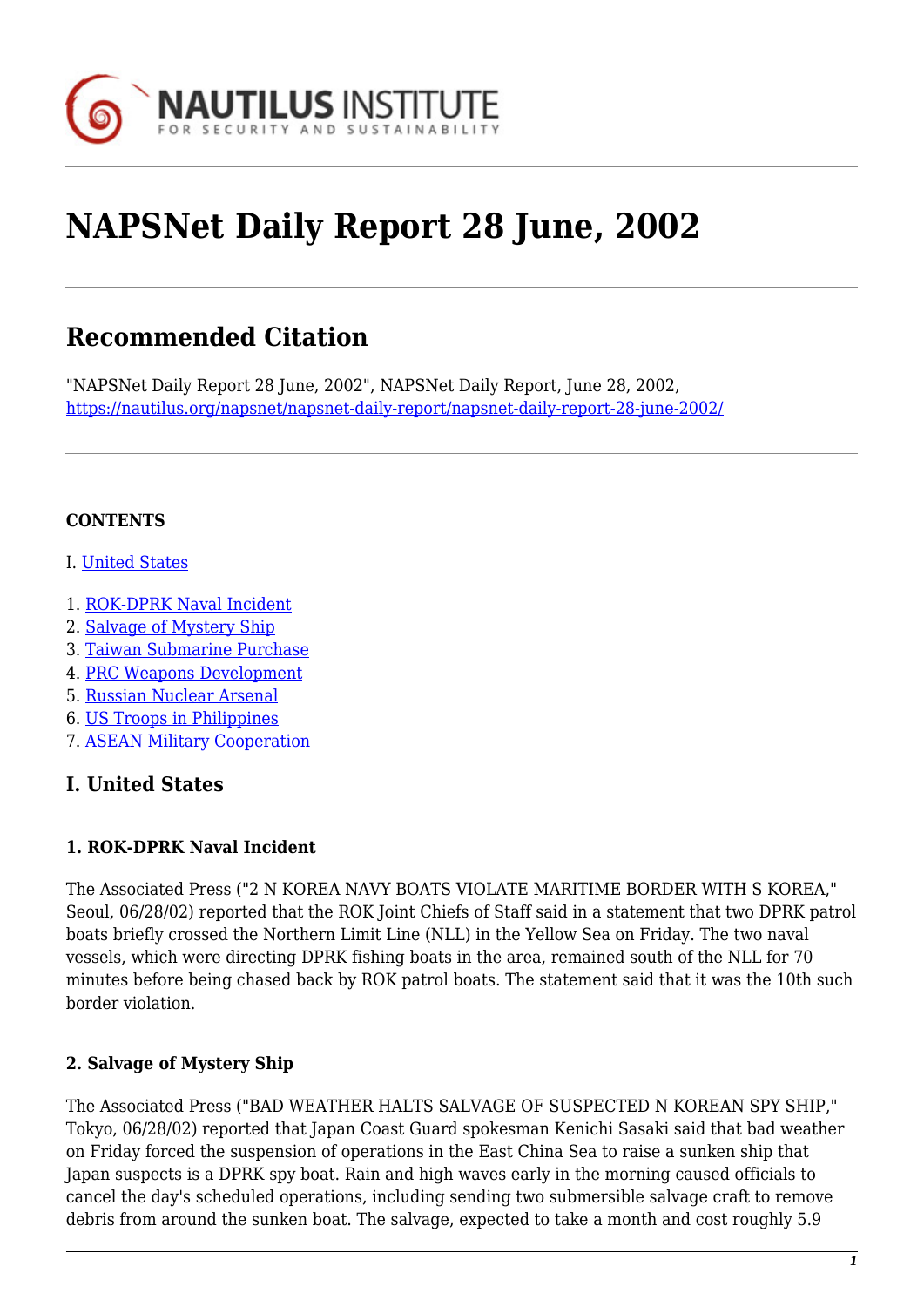# NAPSNet Daily Report 28 June, 2002

## Recommended Citation

"NAPSNet Daily Report 28 June, 2002", NAPSNet Daily Report, June 28, 2002, https://nautilus.org/napsnet/napsnet-daily-report/napsnet-daily-report-28-june-2002/

**CONTENTS**

I. United States

1. ROK-DPRK Naval Incident
2. Salvage of Mystery Ship
3. Taiwan Submarine Purchase
4. PRC Weapons Development
5. Russian Nuclear Arsenal
6. US Troops in Philippines
7. ASEAN Military Cooperation

## I. United States

### 1. ROK-DPRK Naval Incident

The Associated Press ("2 N KOREA NAVY BOATS VIOLATE MARITIME BORDER WITH S KOREA," Seoul, 06/28/02) reported that the ROK Joint Chiefs of Staff said in a statement that two DPRK patrol boats briefly crossed the Northern Limit Line (NLL) in the Yellow Sea on Friday. The two naval vessels, which were directing DPRK fishing boats in the area, remained south of the NLL for 70 minutes before being chased back by ROK patrol boats. The statement said that it was the 10th such border violation.

### 2. Salvage of Mystery Ship

The Associated Press ("BAD WEATHER HALTS SALVAGE OF SUSPECTED N KOREAN SPY SHIP," Tokyo, 06/28/02) reported that Japan Coast Guard spokesman Kenichi Sasaki said that bad weather on Friday forced the suspension of operations in the East China Sea to raise a sunken ship that Japan suspects is a DPRK spy boat. Rain and high waves early in the morning caused officials to cancel the day's scheduled operations, including sending two submersible salvage craft to remove debris from around the sunken boat. The salvage, expected to take a month and cost roughly 5.9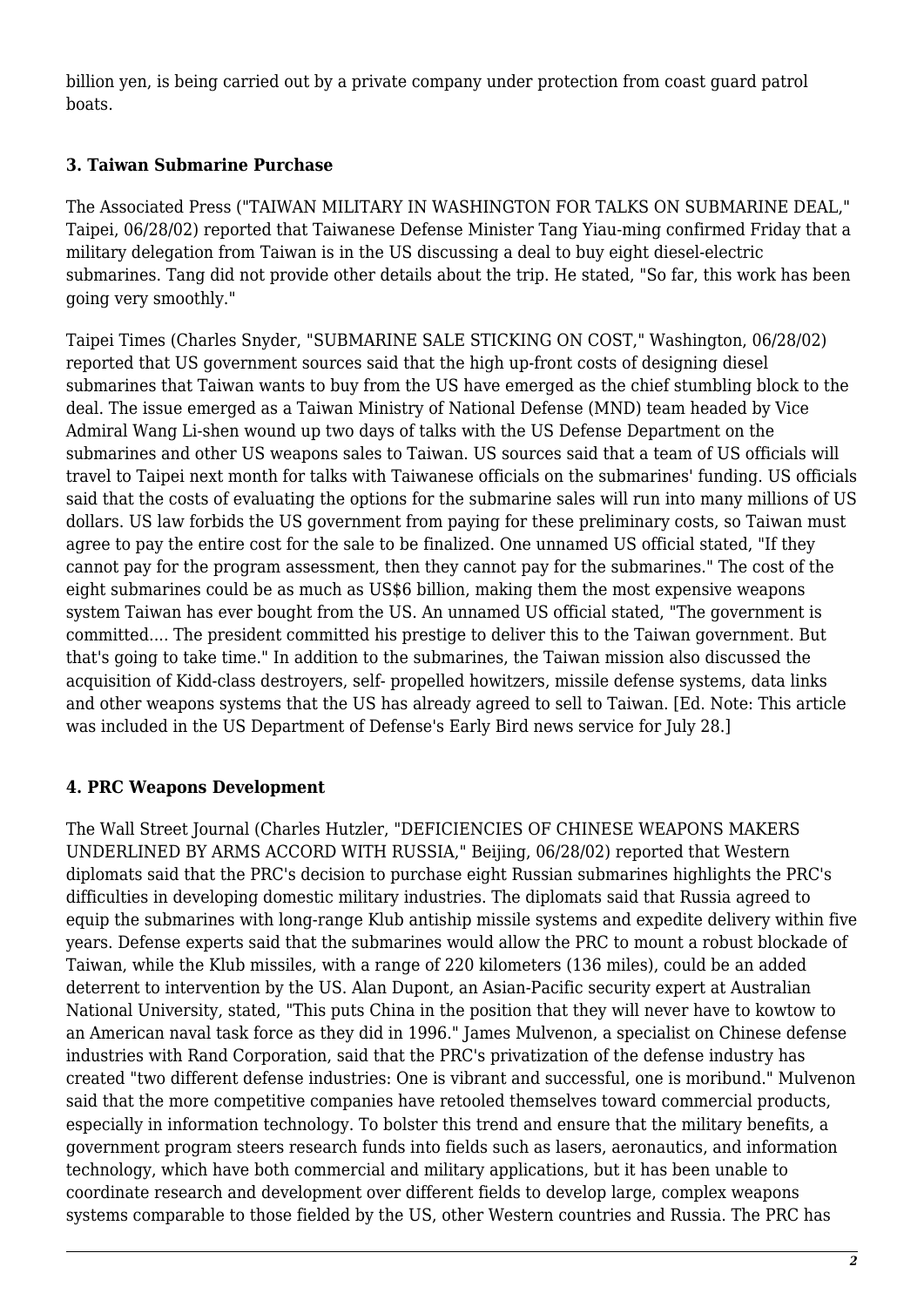billion yen, is being carried out by a private company under protection from coast guard patrol boats.

### 3. Taiwan Submarine Purchase

The Associated Press ("TAIWAN MILITARY IN WASHINGTON FOR TALKS ON SUBMARINE DEAL," Taipei, 06/28/02) reported that Taiwanese Defense Minister Tang Yiau-ming confirmed Friday that a military delegation from Taiwan is in the US discussing a deal to buy eight diesel-electric submarines. Tang did not provide other details about the trip. He stated, "So far, this work has been going very smoothly."

Taipei Times (Charles Snyder, "SUBMARINE SALE STICKING ON COST," Washington, 06/28/02) reported that US government sources said that the high up-front costs of designing diesel submarines that Taiwan wants to buy from the US have emerged as the chief stumbling block to the deal. The issue emerged as a Taiwan Ministry of National Defense (MND) team headed by Vice Admiral Wang Li-shen wound up two days of talks with the US Defense Department on the submarines and other US weapons sales to Taiwan. US sources said that a team of US officials will travel to Taipei next month for talks with Taiwanese officials on the submarines' funding. US officials said that the costs of evaluating the options for the submarine sales will run into many millions of US dollars. US law forbids the US government from paying for these preliminary costs, so Taiwan must agree to pay the entire cost for the sale to be finalized. One unnamed US official stated, "If they cannot pay for the program assessment, then they cannot pay for the submarines." The cost of the eight submarines could be as much as US$6 billion, making them the most expensive weapons system Taiwan has ever bought from the US. An unnamed US official stated, "The government is committed.... The president committed his prestige to deliver this to the Taiwan government. But that's going to take time." In addition to the submarines, the Taiwan mission also discussed the acquisition of Kidd-class destroyers, self- propelled howitzers, missile defense systems, data links and other weapons systems that the US has already agreed to sell to Taiwan. [Ed. Note: This article was included in the US Department of Defense's Early Bird news service for July 28.]

### 4. PRC Weapons Development

The Wall Street Journal (Charles Hutzler, "DEFICIENCIES OF CHINESE WEAPONS MAKERS UNDERLINED BY ARMS ACCORD WITH RUSSIA," Beijing, 06/28/02) reported that Western diplomats said that the PRC's decision to purchase eight Russian submarines highlights the PRC's difficulties in developing domestic military industries. The diplomats said that Russia agreed to equip the submarines with long-range Klub antiship missile systems and expedite delivery within five years. Defense experts said that the submarines would allow the PRC to mount a robust blockade of Taiwan, while the Klub missiles, with a range of 220 kilometers (136 miles), could be an added deterrent to intervention by the US. Alan Dupont, an Asian-Pacific security expert at Australian National University, stated, "This puts China in the position that they will never have to kowtow to an American naval task force as they did in 1996." James Mulvenon, a specialist on Chinese defense industries with Rand Corporation, said that the PRC's privatization of the defense industry has created "two different defense industries: One is vibrant and successful, one is moribund." Mulvenon said that the more competitive companies have retooled themselves toward commercial products, especially in information technology. To bolster this trend and ensure that the military benefits, a government program steers research funds into fields such as lasers, aeronautics, and information technology, which have both commercial and military applications, but it has been unable to coordinate research and development over different fields to develop large, complex weapons systems comparable to those fielded by the US, other Western countries and Russia. The PRC has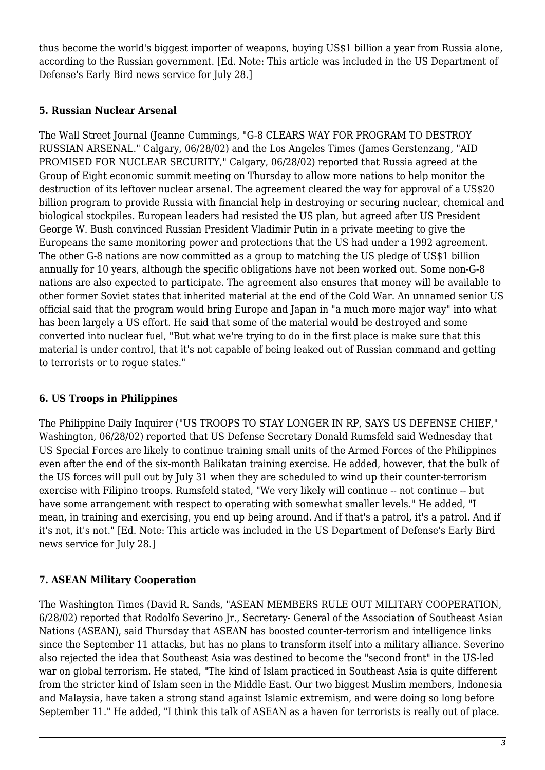thus become the world's biggest importer of weapons, buying US$1 billion a year from Russia alone, according to the Russian government. [Ed. Note: This article was included in the US Department of Defense's Early Bird news service for July 28.]

### 5. Russian Nuclear Arsenal

The Wall Street Journal (Jeanne Cummings, "G-8 CLEARS WAY FOR PROGRAM TO DESTROY RUSSIAN ARSENAL." Calgary, 06/28/02) and the Los Angeles Times (James Gerstenzang, "AID PROMISED FOR NUCLEAR SECURITY," Calgary, 06/28/02) reported that Russia agreed at the Group of Eight economic summit meeting on Thursday to allow more nations to help monitor the destruction of its leftover nuclear arsenal. The agreement cleared the way for approval of a US$20 billion program to provide Russia with financial help in destroying or securing nuclear, chemical and biological stockpiles. European leaders had resisted the US plan, but agreed after US President George W. Bush convinced Russian President Vladimir Putin in a private meeting to give the Europeans the same monitoring power and protections that the US had under a 1992 agreement. The other G-8 nations are now committed as a group to matching the US pledge of US$1 billion annually for 10 years, although the specific obligations have not been worked out. Some non-G-8 nations are also expected to participate. The agreement also ensures that money will be available to other former Soviet states that inherited material at the end of the Cold War. An unnamed senior US official said that the program would bring Europe and Japan in "a much more major way" into what has been largely a US effort. He said that some of the material would be destroyed and some converted into nuclear fuel, "But what we're trying to do in the first place is make sure that this material is under control, that it's not capable of being leaked out of Russian command and getting to terrorists or to rogue states."

### 6. US Troops in Philippines

The Philippine Daily Inquirer ("US TROOPS TO STAY LONGER IN RP, SAYS US DEFENSE CHIEF," Washington, 06/28/02) reported that US Defense Secretary Donald Rumsfeld said Wednesday that US Special Forces are likely to continue training small units of the Armed Forces of the Philippines even after the end of the six-month Balikatan training exercise. He added, however, that the bulk of the US forces will pull out by July 31 when they are scheduled to wind up their counter-terrorism exercise with Filipino troops. Rumsfeld stated, "We very likely will continue -- not continue -- but have some arrangement with respect to operating with somewhat smaller levels." He added, "I mean, in training and exercising, you end up being around. And if that's a patrol, it's a patrol. And if it's not, it's not." [Ed. Note: This article was included in the US Department of Defense's Early Bird news service for July 28.]

### 7. ASEAN Military Cooperation

The Washington Times (David R. Sands, "ASEAN MEMBERS RULE OUT MILITARY COOPERATION, 6/28/02) reported that Rodolfo Severino Jr., Secretary- General of the Association of Southeast Asian Nations (ASEAN), said Thursday that ASEAN has boosted counter-terrorism and intelligence links since the September 11 attacks, but has no plans to transform itself into a military alliance. Severino also rejected the idea that Southeast Asia was destined to become the "second front" in the US-led war on global terrorism. He stated, "The kind of Islam practiced in Southeast Asia is quite different from the stricter kind of Islam seen in the Middle East. Our two biggest Muslim members, Indonesia and Malaysia, have taken a strong stand against Islamic extremism, and were doing so long before September 11." He added, "I think this talk of ASEAN as a haven for terrorists is really out of place.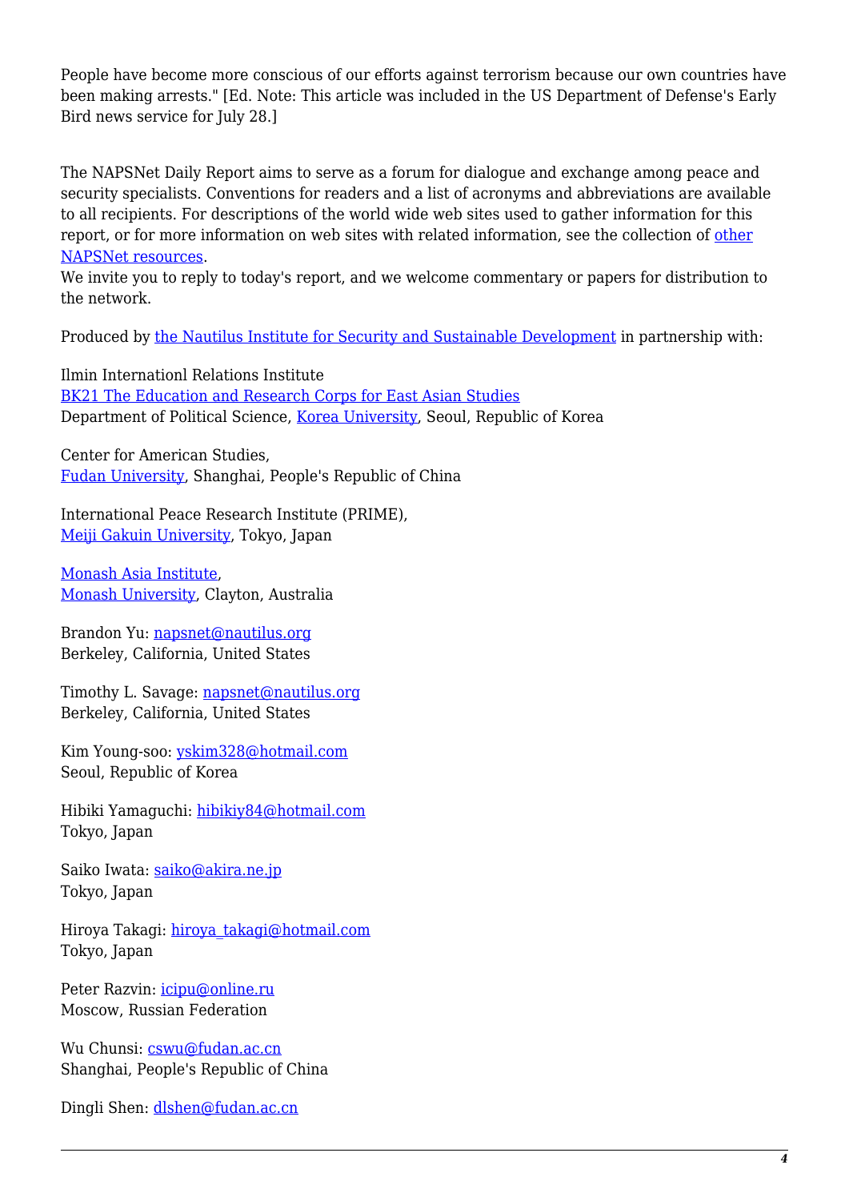People have become more conscious of our efforts against terrorism because our own countries have been making arrests." [Ed. Note: This article was included in the US Department of Defense's Early Bird news service for July 28.]

The NAPSNet Daily Report aims to serve as a forum for dialogue and exchange among peace and security specialists. Conventions for readers and a list of acronyms and abbreviations are available to all recipients. For descriptions of the world wide web sites used to gather information for this report, or for more information on web sites with related information, see the collection of [other NAPSNet resources](#).
We invite you to reply to today's report, and we welcome commentary or papers for distribution to the network.

Produced by [the Nautilus Institute for Security and Sustainable Development](#) in partnership with:

Ilmin Internationl Relations Institute
[BK21 The Education and Research Corps for East Asian Studies](#)
Department of Political Science, [Korea University](#), Seoul, Republic of Korea

Center for American Studies,
[Fudan University](#), Shanghai, People's Republic of China

International Peace Research Institute (PRIME),
[Meiji Gakuin University](#), Tokyo, Japan

[Monash Asia Institute](#),
[Monash University](#), Clayton, Australia

Brandon Yu: [napsnet@nautilus.org](mailto:napsnet@nautilus.org)
Berkeley, California, United States

Timothy L. Savage: [napsnet@nautilus.org](mailto:napsnet@nautilus.org)
Berkeley, California, United States

Kim Young-soo: [yskim328@hotmail.com](mailto:yskim328@hotmail.com)
Seoul, Republic of Korea

Hibiki Yamaguchi: [hibikiy84@hotmail.com](mailto:hibikiy84@hotmail.com)
Tokyo, Japan

Saiko Iwata: [saiko@akira.ne.jp](mailto:saiko@akira.ne.jp)
Tokyo, Japan

Hiroya Takagi: [hiroya_takagi@hotmail.com](mailto:hiroya_takagi@hotmail.com)
Tokyo, Japan

Peter Razvin: [icipu@online.ru](mailto:icipu@online.ru)
Moscow, Russian Federation

Wu Chunsi: [cswu@fudan.ac.cn](mailto:cswu@fudan.ac.cn)
Shanghai, People's Republic of China

Dingli Shen: [dlshen@fudan.ac.cn](mailto:dlshen@fudan.ac.cn)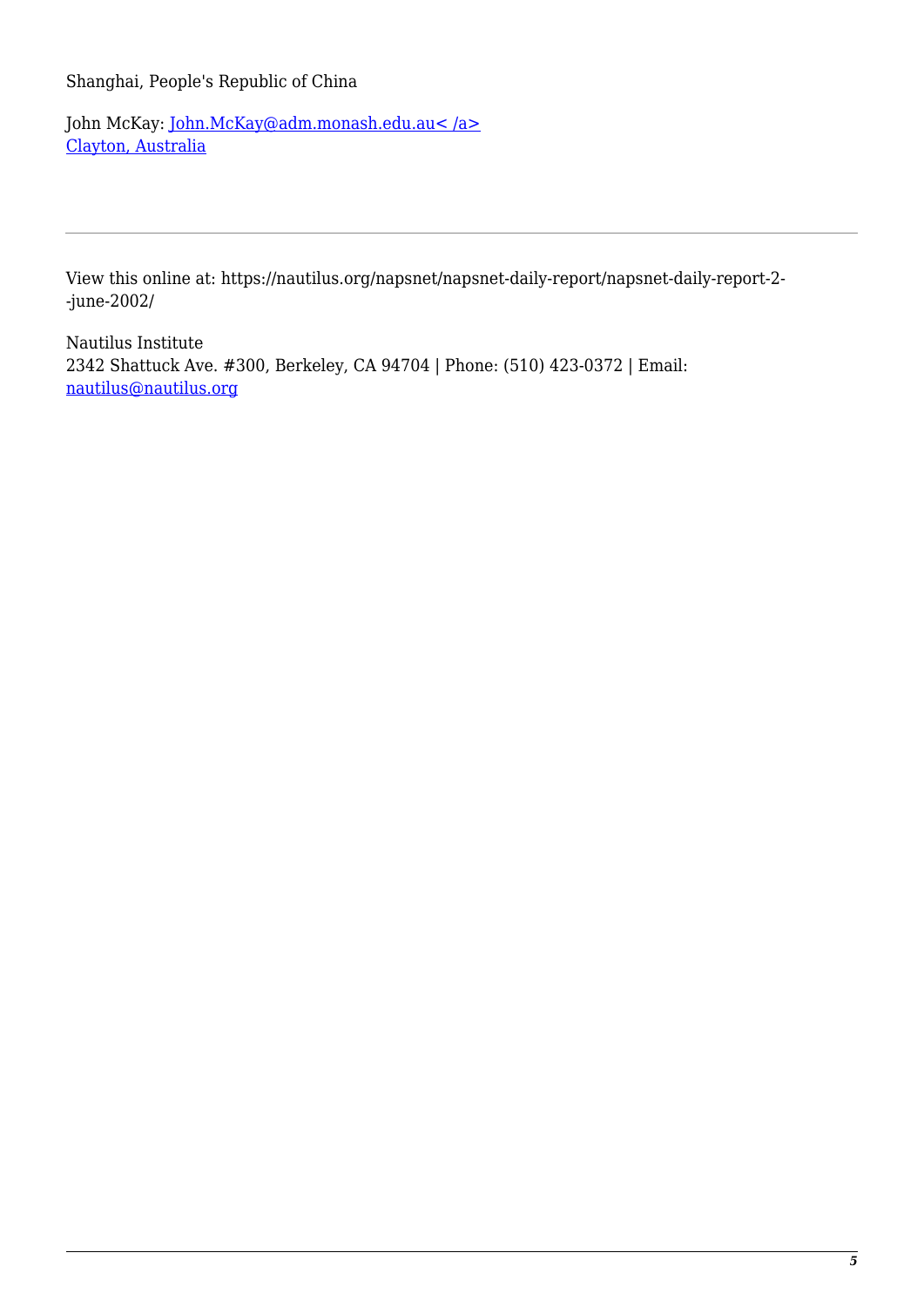Shanghai, People's Republic of China

John McKay: [John.McKay@adm.monash.edu.au< /a>](mailto:John.McKay@adm.monash.edu.au)
[Clayton, Australia]()

---

View this online at: https://nautilus.org/napsnet/napsnet-daily-report/napsnet-daily-report-2--june-2002/

Nautilus Institute
2342 Shattuck Ave. #300, Berkeley, CA 94704 | Phone: (510) 423-0372 | Email: [nautilus@nautilus.org](mailto:nautilus@nautilus.org)